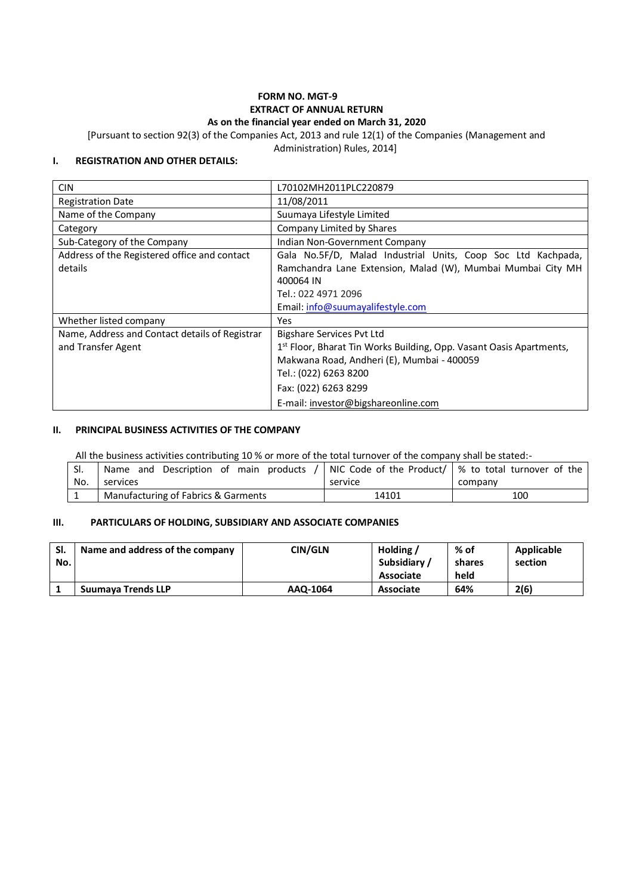# FORM NO. MGT-9
## EXTRACT OF ANNUAL RETURN
### As on the financial year ended on March 31, 2020

[Pursuant to section 92(3) of the Companies Act, 2013 and rule 12(1) of the Companies (Management and Administration) Rules, 2014]

## I. REGISTRATION AND OTHER DETAILS:

| | |
|---|---|
| CIN | L70102MH2011PLC220879 |
| Registration Date | 11/08/2011 |
| Name of the Company | Suumaya Lifestyle Limited |
| Category | Company Limited by Shares |
| Sub-Category of the Company | Indian Non-Government Company |
| Address of the Registered office and contact details | Gala No.5F/D, Malad Industrial Units, Coop Soc Ltd Kachpada, Ramchandra Lane Extension, Malad (W), Mumbai Mumbai City MH 400064 IN<br>Tel.: 022 4971 2096<br>Email: info@suumayalifestyle.com |
| Whether listed company | Yes |
| Name, Address and Contact details of Registrar and Transfer Agent | Bigshare Services Pvt Ltd<br>1st Floor, Bharat Tin Works Building, Opp. Vasant Oasis Apartments, Makwana Road, Andheri (E), Mumbai - 400059<br>Tel.: (022) 6263 8200<br>Fax: (022) 6263 8299<br>E-mail: investor@bigshareonline.com |

## II. PRINCIPAL BUSINESS ACTIVITIES OF THE COMPANY

All the business activities contributing 10 % or more of the total turnover of the company shall be stated:-

| Sl. No. | Name and Description of main products / services | NIC Code of the Product/ service | % to total turnover of the company |
|---|---|---|---|
| 1 | Manufacturing of Fabrics & Garments | 14101 | 100 |

## III. PARTICULARS OF HOLDING, SUBSIDIARY AND ASSOCIATE COMPANIES

| Sl. No. | Name and address of the company | CIN/GLN | Holding / Subsidiary / Associate | % of shares held | Applicable section |
|---|---|---|---|---|---|
| **1** | **Suumaya Trends LLP** | **AAQ-1064** | **Associate** | **64%** | **2(6)** |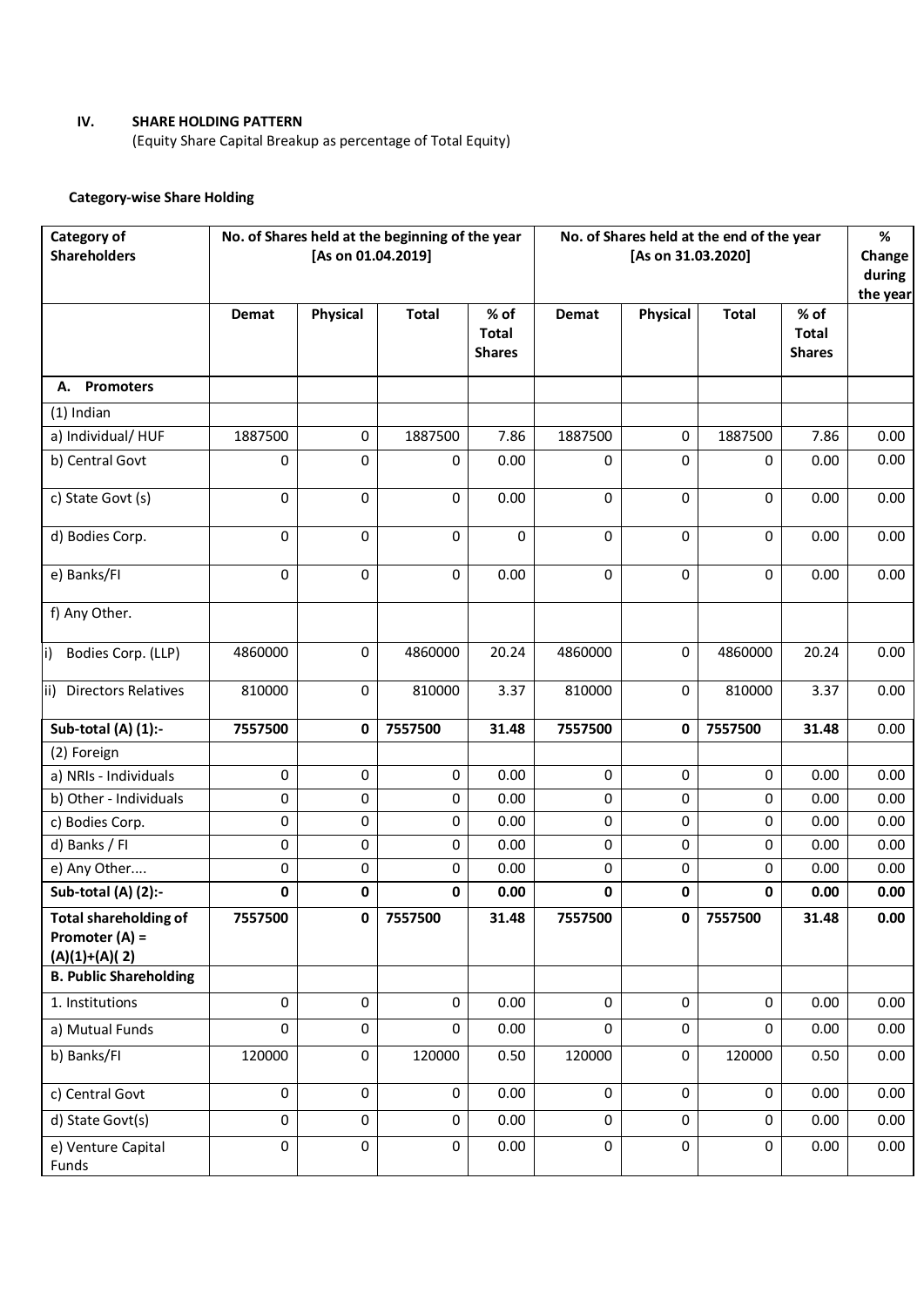**IV. SHARE HOLDING PATTERN**
(Equity Share Capital Breakup as percentage of Total Equity)

**Category-wise Share Holding**

| Category of Shareholders | No. of Shares held at the beginning of the year [As on 01.04.2019] | | | | No. of Shares held at the end of the year [As on 31.03.2020] | | | | % Change during the year |
|---|---|---|---|---|---|---|---|---|---|
| | Demat | Physical | Total | % of Total Shares | Demat | Physical | Total | % of Total Shares | |
| **A. Promoters** | | | | | | | | | |
| (1) Indian | | | | | | | | | |
| a) Individual/ HUF | 1887500 | 0 | 1887500 | 7.86 | 1887500 | 0 | 1887500 | 7.86 | 0.00 |
| b) Central Govt | 0 | 0 | 0 | 0.00 | 0 | 0 | 0 | 0.00 | 0.00 |
| c) State Govt (s) | 0 | 0 | 0 | 0.00 | 0 | 0 | 0 | 0.00 | 0.00 |
| d) Bodies Corp. | 0 | 0 | 0 | 0 | 0 | 0 | 0 | 0.00 | 0.00 |
| e) Banks/FI | 0 | 0 | 0 | 0.00 | 0 | 0 | 0 | 0.00 | 0.00 |
| f) Any Other. | | | | | | | | | |
| i) Bodies Corp. (LLP) | 4860000 | 0 | 4860000 | 20.24 | 4860000 | 0 | 4860000 | 20.24 | 0.00 |
| ii) Directors Relatives | 810000 | 0 | 810000 | 3.37 | 810000 | 0 | 810000 | 3.37 | 0.00 |
| **Sub-total (A) (1):-** | **7557500** | **0** | **7557500** | **31.48** | **7557500** | **0** | **7557500** | **31.48** | 0.00 |
| (2) Foreign | | | | | | | | | |
| a) NRIs - Individuals | 0 | 0 | 0 | 0.00 | 0 | 0 | 0 | 0.00 | 0.00 |
| b) Other - Individuals | 0 | 0 | 0 | 0.00 | 0 | 0 | 0 | 0.00 | 0.00 |
| c) Bodies Corp. | 0 | 0 | 0 | 0.00 | 0 | 0 | 0 | 0.00 | 0.00 |
| d) Banks / FI | 0 | 0 | 0 | 0.00 | 0 | 0 | 0 | 0.00 | 0.00 |
| e) Any Other.... | 0 | 0 | 0 | 0.00 | 0 | 0 | 0 | 0.00 | 0.00 |
| **Sub-total (A) (2):-** | **0** | **0** | **0** | **0.00** | **0** | **0** | **0** | **0.00** | **0.00** |
| **Total shareholding of Promoter (A) = (A)(1)+(A)( 2)** | **7557500** | **0** | **7557500** | **31.48** | **7557500** | **0** | **7557500** | **31.48** | **0.00** |
| **B. Public Shareholding** | | | | | | | | | |
| 1. Institutions | 0 | 0 | 0 | 0.00 | 0 | 0 | 0 | 0.00 | 0.00 |
| a) Mutual Funds | 0 | 0 | 0 | 0.00 | 0 | 0 | 0 | 0.00 | 0.00 |
| b) Banks/FI | 120000 | 0 | 120000 | 0.50 | 120000 | 0 | 120000 | 0.50 | 0.00 |
| c) Central Govt | 0 | 0 | 0 | 0.00 | 0 | 0 | 0 | 0.00 | 0.00 |
| d) State Govt(s) | 0 | 0 | 0 | 0.00 | 0 | 0 | 0 | 0.00 | 0.00 |
| e) Venture Capital Funds | 0 | 0 | 0 | 0.00 | 0 | 0 | 0 | 0.00 | 0.00 |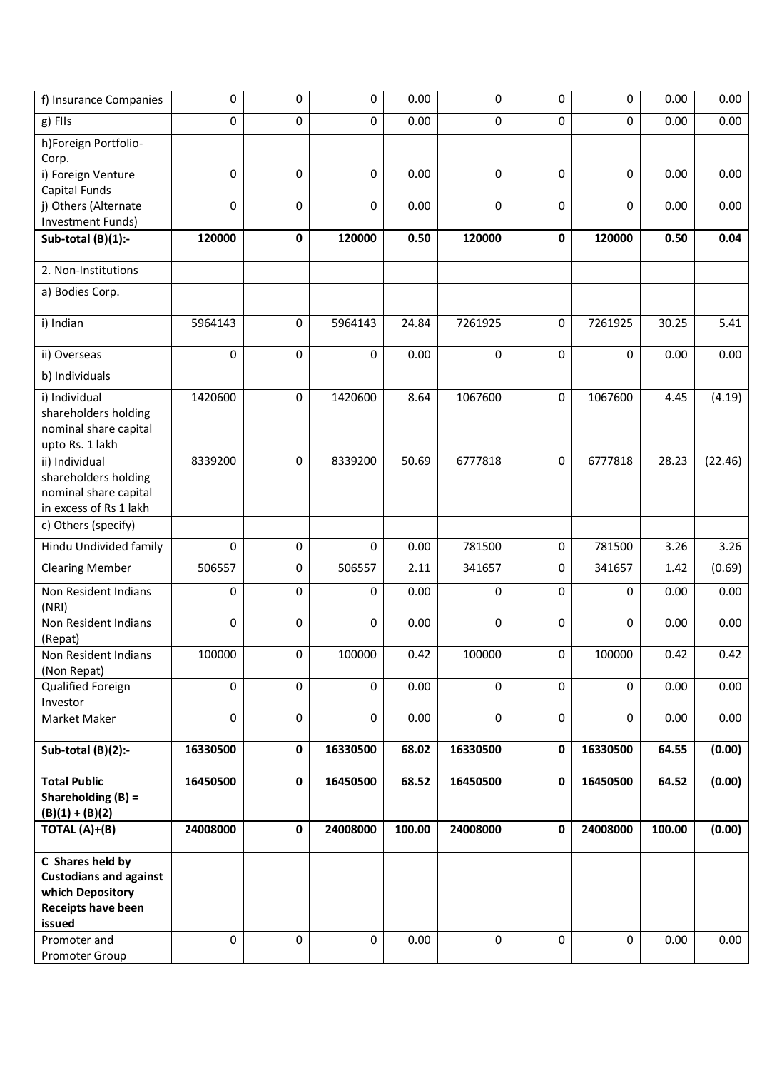| | | | | | | | | | |
|---|---|---|---|---|---|---|---|---|---|
| f) Insurance Companies | 0 | 0 | 0 | 0.00 | 0 | 0 | 0 | 0.00 | 0.00 |
| g) FIIs | 0 | 0 | 0 | 0.00 | 0 | 0 | 0 | 0.00 | 0.00 |
| h)Foreign Portfolio-Corp. | | | | | | | | | |
| i) Foreign Venture Capital Funds | 0 | 0 | 0 | 0.00 | 0 | 0 | 0 | 0.00 | 0.00 |
| j) Others (Alternate Investment Funds) | 0 | 0 | 0 | 0.00 | 0 | 0 | 0 | 0.00 | 0.00 |
| **Sub-total (B)(1):-** | **120000** | **0** | **120000** | **0.50** | **120000** | **0** | **120000** | **0.50** | **0.04** |
| 2. Non-Institutions | | | | | | | | | |
| a) Bodies Corp. | | | | | | | | | |
| i) Indian | 5964143 | 0 | 5964143 | 24.84 | 7261925 | 0 | 7261925 | 30.25 | 5.41 |
| ii) Overseas | 0 | 0 | 0 | 0.00 | 0 | 0 | 0 | 0.00 | 0.00 |
| b) Individuals | | | | | | | | | |
| i) Individual shareholders holding nominal share capital upto Rs. 1 lakh | 1420600 | 0 | 1420600 | 8.64 | 1067600 | 0 | 1067600 | 4.45 | (4.19) |
| ii) Individual shareholders holding nominal share capital in excess of Rs 1 lakh | 8339200 | 0 | 8339200 | 50.69 | 6777818 | 0 | 6777818 | 28.23 | (22.46) |
| c) Others (specify) | | | | | | | | | |
| Hindu Undivided family | 0 | 0 | 0 | 0.00 | 781500 | 0 | 781500 | 3.26 | 3.26 |
| Clearing Member | 506557 | 0 | 506557 | 2.11 | 341657 | 0 | 341657 | 1.42 | (0.69) |
| Non Resident Indians (NRI) | 0 | 0 | 0 | 0.00 | 0 | 0 | 0 | 0.00 | 0.00 |
| Non Resident Indians (Repat) | 0 | 0 | 0 | 0.00 | 0 | 0 | 0 | 0.00 | 0.00 |
| Non Resident Indians (Non Repat) | 100000 | 0 | 100000 | 0.42 | 100000 | 0 | 100000 | 0.42 | 0.42 |
| Qualified Foreign Investor | 0 | 0 | 0 | 0.00 | 0 | 0 | 0 | 0.00 | 0.00 |
| Market Maker | 0 | 0 | 0 | 0.00 | 0 | 0 | 0 | 0.00 | 0.00 |
| **Sub-total (B)(2):-** | **16330500** | **0** | **16330500** | **68.02** | **16330500** | **0** | **16330500** | **64.55** | **(0.00)** |
| **Total Public Shareholding (B) = (B)(1) + (B)(2)** | **16450500** | **0** | **16450500** | **68.52** | **16450500** | **0** | **16450500** | **64.52** | **(0.00)** |
| **TOTAL (A)+(B)** | **24008000** | **0** | **24008000** | **100.00** | **24008000** | **0** | **24008000** | **100.00** | **(0.00)** |
| **C Shares held by Custodians and against which Depository Receipts have been issued** | | | | | | | | | |
| Promoter and Promoter Group | 0 | 0 | 0 | 0.00 | 0 | 0 | 0 | 0.00 | 0.00 |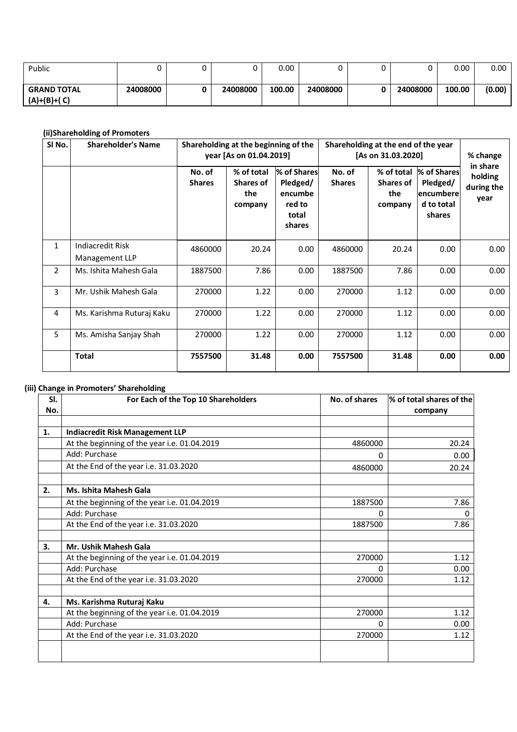| Public | 0 | 0 | 0 | 0.00 | 0 | 0 | 0 | 0.00 | 0.00 |
|---|---|---|---|---|---|---|---|---|---|
| **GRAND TOTAL (A)+(B)+( C)** | **24008000** | **0** | **24008000** | **100.00** | **24008000** | **0** | **24008000** | **100.00** | **(0.00)** |

**(ii)Shareholding of Promoters**

| Sl No. | Shareholder's Name | Shareholding at the beginning of the year [As on 01.04.2019] | | | Shareholding at the end of the year [As on 31.03.2020] | | | % change in share holding during the year |
|---|---|---|---|---|---|---|---|---|
| | | No. of Shares | % of total Shares of the company | % of Shares Pledged/ encumbered to total shares | No. of Shares | % of total Shares of the company | % of Shares Pledged/ encumbered to total shares | |
| 1 | Indiacredit Risk Management LLP | 4860000 | 20.24 | 0.00 | 4860000 | 20.24 | 0.00 | 0.00 |
| 2 | Ms. Ishita Mahesh Gala | 1887500 | 7.86 | 0.00 | 1887500 | 7.86 | 0.00 | 0.00 |
| 3 | Mr. Ushik Mahesh Gala | 270000 | 1.22 | 0.00 | 270000 | 1.12 | 0.00 | 0.00 |
| 4 | Ms. Karishma Ruturaj Kaku | 270000 | 1.22 | 0.00 | 270000 | 1.12 | 0.00 | 0.00 |
| 5 | Ms. Amisha Sanjay Shah | 270000 | 1.22 | 0.00 | 270000 | 1.12 | 0.00 | 0.00 |
| | **Total** | **7557500** | **31.48** | **0.00** | **7557500** | **31.48** | **0.00** | **0.00** |

**(iii) Change in Promoters' Shareholding**

| Sl. No. | For Each of the Top 10 Shareholders | No. of shares | % of total shares of the company |
|---|---|---|---|
| | | | |
| **1.** | **Indiacredit Risk Management LLP** | | |
| | At the beginning of the year i.e. 01.04.2019 | 4860000 | 20.24 |
| | Add: Purchase | 0 | 0.00 |
| | At the End of the year i.e. 31.03.2020 | 4860000 | 20.24 |
| | | | |
| **2.** | **Ms. Ishita Mahesh Gala** | | |
| | At the beginning of the year i.e. 01.04.2019 | 1887500 | 7.86 |
| | Add: Purchase | 0 | 0 |
| | At the End of the year i.e. 31.03.2020 | 1887500 | 7.86 |
| | | | |
| **3.** | **Mr. Ushik Mahesh Gala** | | |
| | At the beginning of the year i.e. 01.04.2019 | 270000 | 1.12 |
| | Add: Purchase | 0 | 0.00 |
| | At the End of the year i.e. 31.03.2020 | 270000 | 1.12 |
| | | | |
| **4.** | **Ms. Karishma Ruturaj Kaku** | | |
| | At the beginning of the year i.e. 01.04.2019 | 270000 | 1.12 |
| | Add: Purchase | 0 | 0.00 |
| | At the End of the year i.e. 31.03.2020 | 270000 | 1.12 |
| | | | |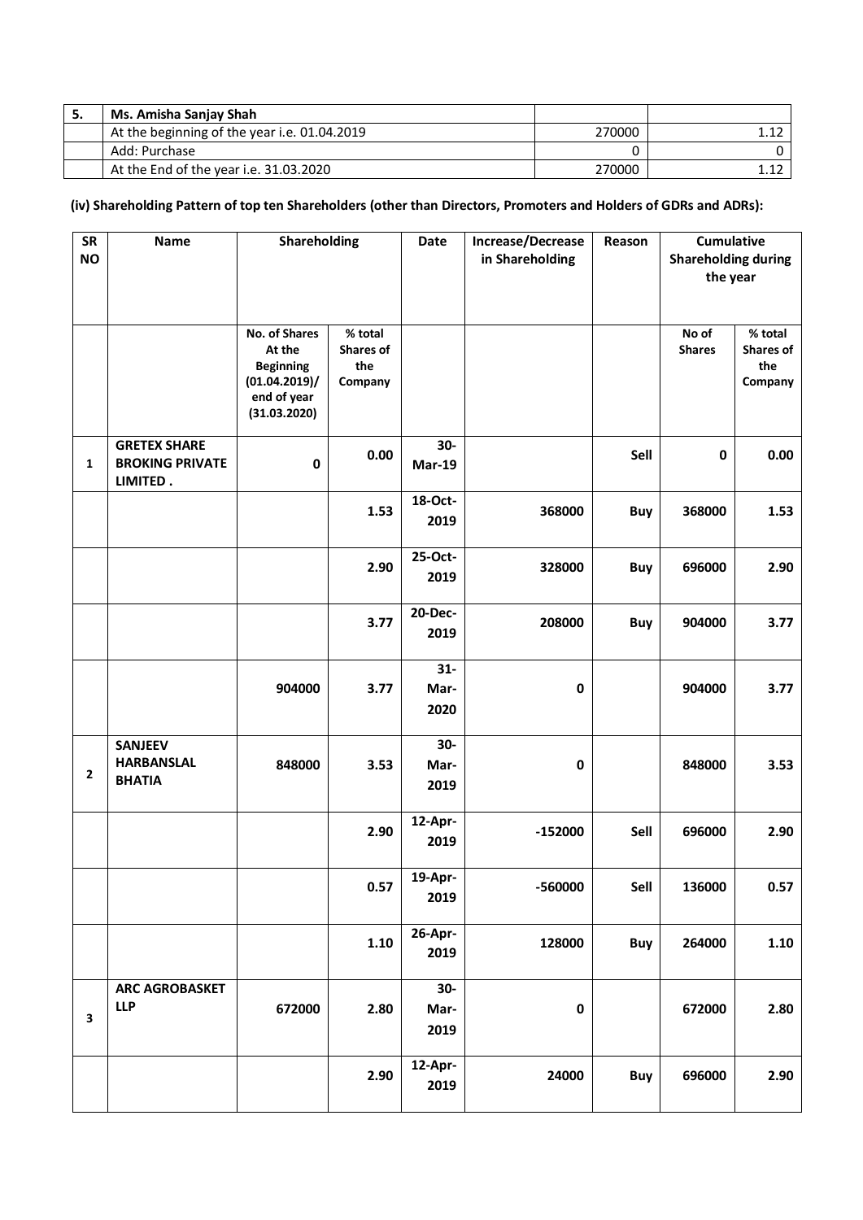| 5. | Ms. Amisha Sanjay Shah | | |
|---|---|---|---|
| | At the beginning of the year i.e. 01.04.2019 | 270000 | 1.12 |
| | Add: Purchase | 0 | 0 |
| | At the End of the year i.e. 31.03.2020 | 270000 | 1.12 |

**(iv) Shareholding Pattern of top ten Shareholders (other than Directors, Promoters and Holders of GDRs and ADRs):**

| SR NO | Name | Shareholding | | Date | Increase/Decrease in Shareholding | Reason | Cumulative Shareholding during the year | |
|---|---|---|---|---|---|---|---|---|
| | | No. of Shares At the Beginning (01.04.2019)/ end of year (31.03.2020) | % total Shares of the Company | | | | No of Shares | % total Shares of the Company |
| **1** | **GRETEX SHARE BROKING PRIVATE LIMITED .** | **0** | **0.00** | **30-Mar-19** | | **Sell** | **0** | **0.00** |
| | | | **1.53** | **18-Oct-2019** | **368000** | **Buy** | **368000** | **1.53** |
| | | | **2.90** | **25-Oct-2019** | **328000** | **Buy** | **696000** | **2.90** |
| | | | **3.77** | **20-Dec-2019** | **208000** | **Buy** | **904000** | **3.77** |
| | | **904000** | **3.77** | **31-Mar-2020** | **0** | | **904000** | **3.77** |
| **2** | **SANJEEV HARBANSLAL BHATIA** | **848000** | **3.53** | **30-Mar-2019** | **0** | | **848000** | **3.53** |
| | | | **2.90** | **12-Apr-2019** | **-152000** | **Sell** | **696000** | **2.90** |
| | | | **0.57** | **19-Apr-2019** | **-560000** | **Sell** | **136000** | **0.57** |
| | | | **1.10** | **26-Apr-2019** | **128000** | **Buy** | **264000** | **1.10** |
| **3** | **ARC AGROBASKET LLP** | **672000** | **2.80** | **30-Mar-2019** | **0** | | **672000** | **2.80** |
| | | | **2.90** | **12-Apr-2019** | **24000** | **Buy** | **696000** | **2.90** |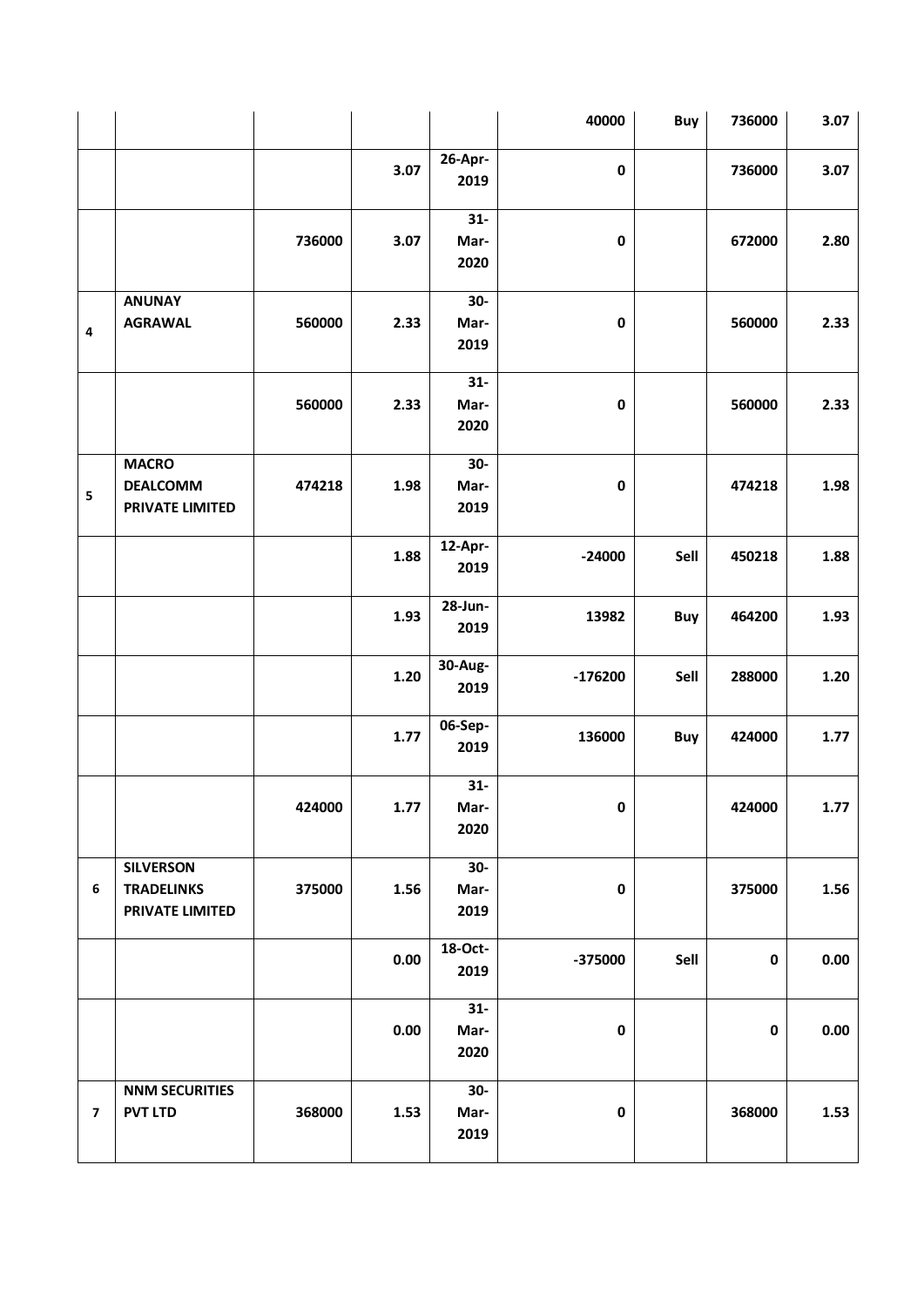| | | | | | 40000 | Buy | 736000 | 3.07 |
|---|---|---|---|---|---|---|---|---|
| | | | 3.07 | 26-Apr-2019 | 0 | | 736000 | 3.07 |
| | | 736000 | 3.07 | 31-Mar-2020 | 0 | | 672000 | 2.80 |
| **4** | **ANUNAY AGRAWAL** | 560000 | 2.33 | 30-Mar-2019 | 0 | | 560000 | 2.33 |
| | | 560000 | 2.33 | 31-Mar-2020 | 0 | | 560000 | 2.33 |
| **5** | **MACRO DEALCOMM PRIVATE LIMITED** | 474218 | 1.98 | 30-Mar-2019 | 0 | | 474218 | 1.98 |
| | | | 1.88 | 12-Apr-2019 | -24000 | Sell | 450218 | 1.88 |
| | | | 1.93 | 28-Jun-2019 | 13982 | Buy | 464200 | 1.93 |
| | | | 1.20 | 30-Aug-2019 | -176200 | Sell | 288000 | 1.20 |
| | | | 1.77 | 06-Sep-2019 | 136000 | Buy | 424000 | 1.77 |
| | | 424000 | 1.77 | 31-Mar-2020 | 0 | | 424000 | 1.77 |
| **6** | **SILVERSON TRADELINKS PRIVATE LIMITED** | 375000 | 1.56 | 30-Mar-2019 | 0 | | 375000 | 1.56 |
| | | | 0.00 | 18-Oct-2019 | -375000 | Sell | 0 | 0.00 |
| | | | 0.00 | 31-Mar-2020 | 0 | | 0 | 0.00 |
| **7** | **NNM SECURITIES PVT LTD** | 368000 | 1.53 | 30-Mar-2019 | 0 | | 368000 | 1.53 |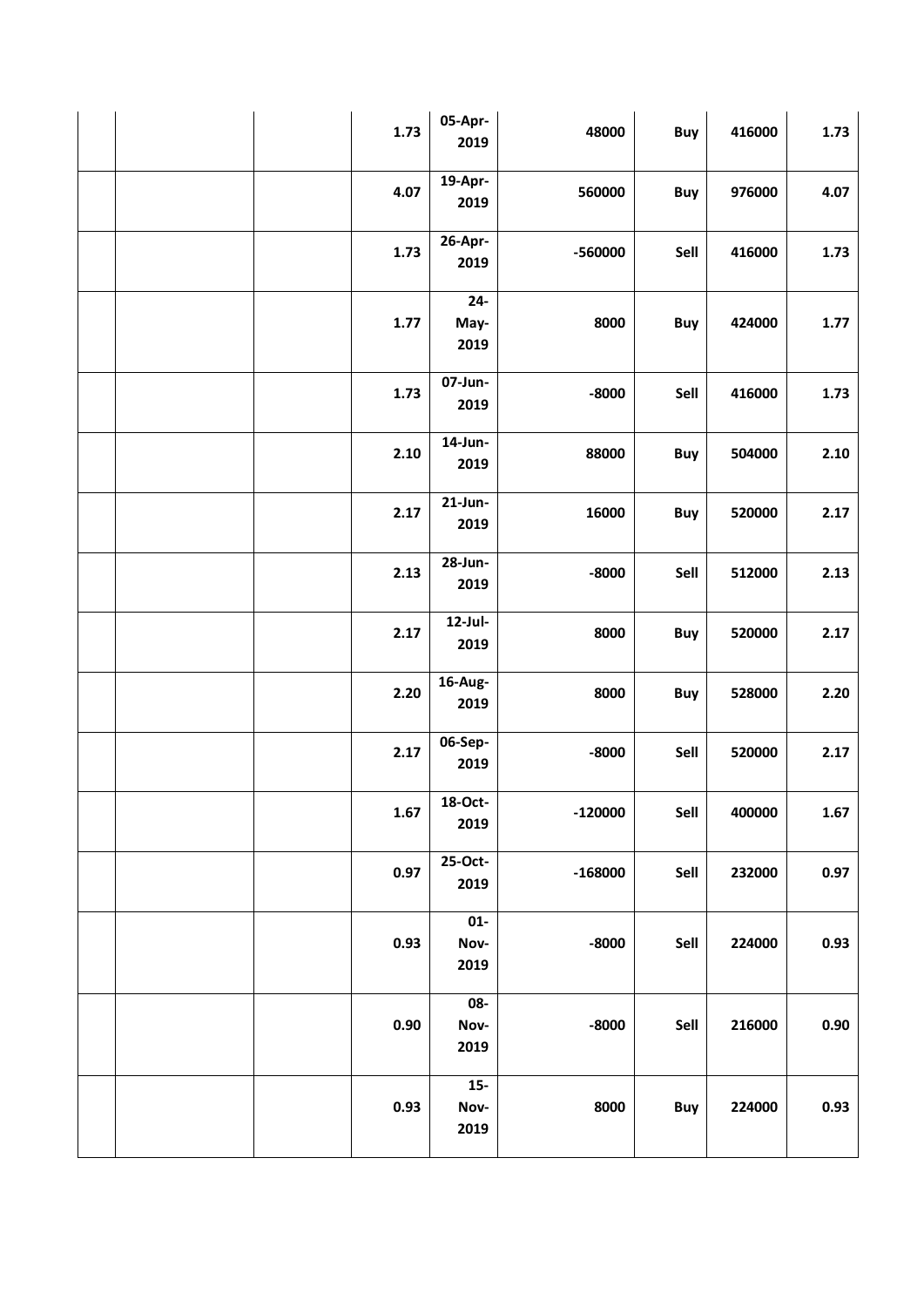| | | | | | | | | |
|---|---|---|---|---|---|---|---|---|
| | | | 1.73 | 05-Apr-2019 | 48000 | Buy | 416000 | 1.73 |
| | | | 4.07 | 19-Apr-2019 | 560000 | Buy | 976000 | 4.07 |
| | | | 1.73 | 26-Apr-2019 | -560000 | Sell | 416000 | 1.73 |
| | | | 1.77 | 24-May-2019 | 8000 | Buy | 424000 | 1.77 |
| | | | 1.73 | 07-Jun-2019 | -8000 | Sell | 416000 | 1.73 |
| | | | 2.10 | 14-Jun-2019 | 88000 | Buy | 504000 | 2.10 |
| | | | 2.17 | 21-Jun-2019 | 16000 | Buy | 520000 | 2.17 |
| | | | 2.13 | 28-Jun-2019 | -8000 | Sell | 512000 | 2.13 |
| | | | 2.17 | 12-Jul-2019 | 8000 | Buy | 520000 | 2.17 |
| | | | 2.20 | 16-Aug-2019 | 8000 | Buy | 528000 | 2.20 |
| | | | 2.17 | 06-Sep-2019 | -8000 | Sell | 520000 | 2.17 |
| | | | 1.67 | 18-Oct-2019 | -120000 | Sell | 400000 | 1.67 |
| | | | 0.97 | 25-Oct-2019 | -168000 | Sell | 232000 | 0.97 |
| | | | 0.93 | 01-Nov-2019 | -8000 | Sell | 224000 | 0.93 |
| | | | 0.90 | 08-Nov-2019 | -8000 | Sell | 216000 | 0.90 |
| | | | 0.93 | 15-Nov-2019 | 8000 | Buy | 224000 | 0.93 |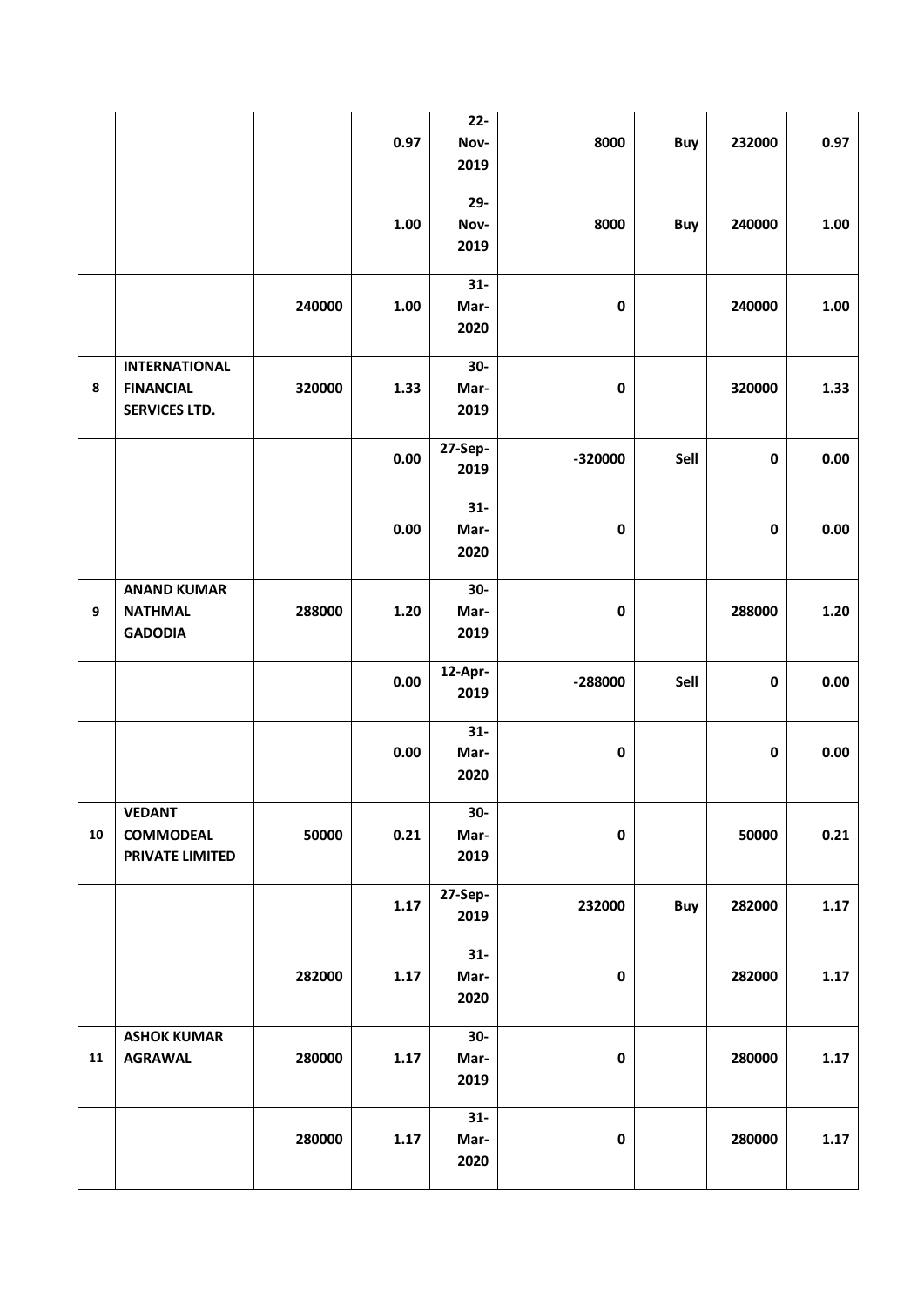| | | | | | | | | |
|---|---|---|---|---|---|---|---|---|
| | | | 0.97 | 22-Nov-2019 | 8000 | Buy | 232000 | 0.97 |
| | | | 1.00 | 29-Nov-2019 | 8000 | Buy | 240000 | 1.00 |
| | | 240000 | 1.00 | 31-Mar-2020 | 0 | | 240000 | 1.00 |
| 8 | INTERNATIONAL FINANCIAL SERVICES LTD. | 320000 | 1.33 | 30-Mar-2019 | 0 | | 320000 | 1.33 |
| | | | 0.00 | 27-Sep-2019 | -320000 | Sell | 0 | 0.00 |
| | | | 0.00 | 31-Mar-2020 | 0 | | 0 | 0.00 |
| 9 | ANAND KUMAR NATHMAL GADODIA | 288000 | 1.20 | 30-Mar-2019 | 0 | | 288000 | 1.20 |
| | | | 0.00 | 12-Apr-2019 | -288000 | Sell | 0 | 0.00 |
| | | | 0.00 | 31-Mar-2020 | 0 | | 0 | 0.00 |
| 10 | VEDANT COMMODEAL PRIVATE LIMITED | 50000 | 0.21 | 30-Mar-2019 | 0 | | 50000 | 0.21 |
| | | | 1.17 | 27-Sep-2019 | 232000 | Buy | 282000 | 1.17 |
| | | 282000 | 1.17 | 31-Mar-2020 | 0 | | 282000 | 1.17 |
| 11 | ASHOK KUMAR AGRAWAL | 280000 | 1.17 | 30-Mar-2019 | 0 | | 280000 | 1.17 |
| | | 280000 | 1.17 | 31-Mar-2020 | 0 | | 280000 | 1.17 |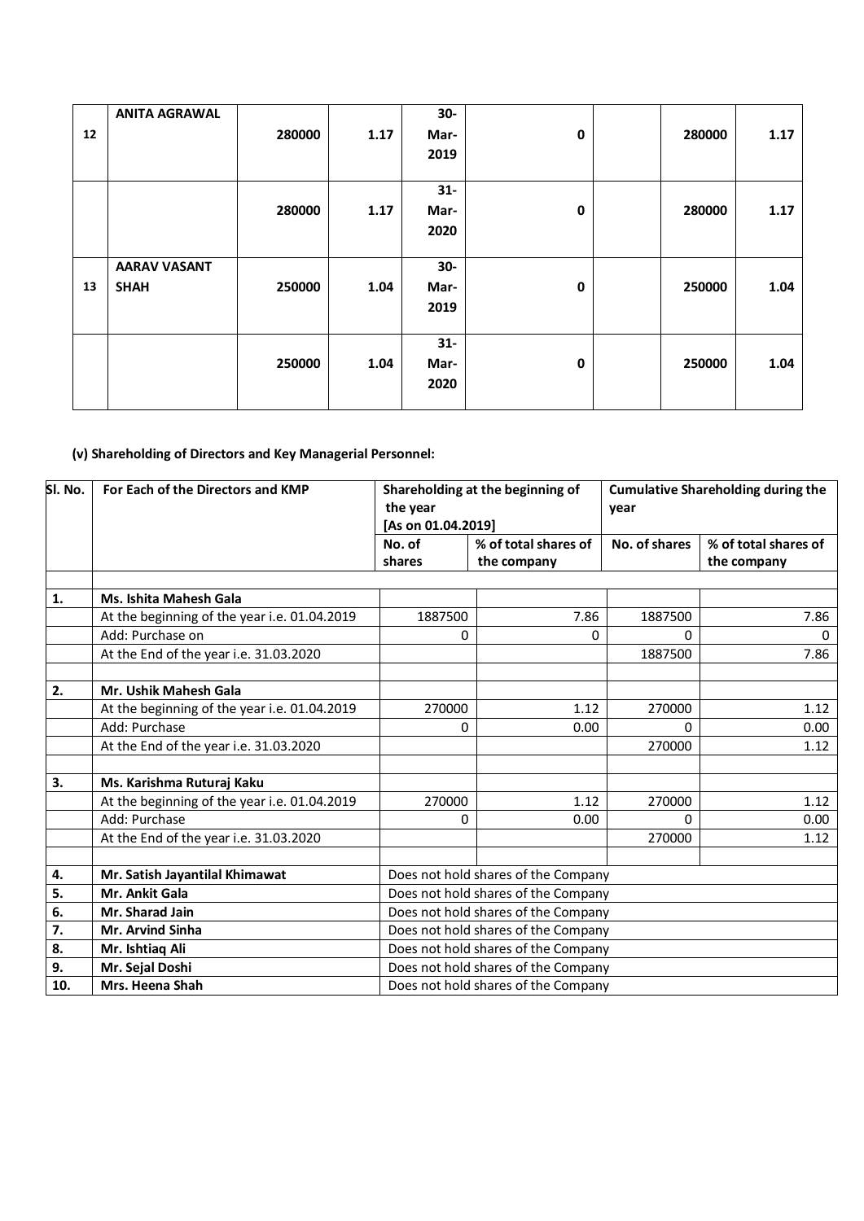| 12 | ANITA AGRAWAL | 280000 | 1.17 | 30-Mar-2019 | 0 | | 280000 | 1.17 |
|---|---|---|---|---|---|---|---|---|
| | | 280000 | 1.17 | 31-Mar-2020 | 0 | | 280000 | 1.17 |
| 13 | AARAV VASANT SHAH | 250000 | 1.04 | 30-Mar-2019 | 0 | | 250000 | 1.04 |
| | | 250000 | 1.04 | 31-Mar-2020 | 0 | | 250000 | 1.04 |

**(v) Shareholding of Directors and Key Managerial Personnel:**

| Sl. No. | For Each of the Directors and KMP | Shareholding at the beginning of the year [As on 01.04.2019] | | Cumulative Shareholding during the year | |
|---|---|---|---|---|---|
| | | No. of shares | % of total shares of the company | No. of shares | % of total shares of the company |
| | | | | | |
| **1.** | **Ms. Ishita Mahesh Gala** | | | | |
| | At the beginning of the year i.e. 01.04.2019 | 1887500 | 7.86 | 1887500 | 7.86 |
| | Add: Purchase on | 0 | 0 | 0 | 0 |
| | At the End of the year i.e. 31.03.2020 | | | 1887500 | 7.86 |
| | | | | | |
| **2.** | **Mr. Ushik Mahesh Gala** | | | | |
| | At the beginning of the year i.e. 01.04.2019 | 270000 | 1.12 | 270000 | 1.12 |
| | Add: Purchase | 0 | 0.00 | 0 | 0.00 |
| | At the End of the year i.e. 31.03.2020 | | | 270000 | 1.12 |
| | | | | | |
| **3.** | **Ms. Karishma Ruturaj Kaku** | | | | |
| | At the beginning of the year i.e. 01.04.2019 | 270000 | 1.12 | 270000 | 1.12 |
| | Add: Purchase | 0 | 0.00 | 0 | 0.00 |
| | At the End of the year i.e. 31.03.2020 | | | 270000 | 1.12 |
| | | | | | |
| **4.** | **Mr. Satish Jayantilal Khimawat** | Does not hold shares of the Company | | | |
| **5.** | **Mr. Ankit Gala** | Does not hold shares of the Company | | | |
| **6.** | **Mr. Sharad Jain** | Does not hold shares of the Company | | | |
| **7.** | **Mr. Arvind Sinha** | Does not hold shares of the Company | | | |
| **8.** | **Mr. Ishtiaq Ali** | Does not hold shares of the Company | | | |
| **9.** | **Mr. Sejal Doshi** | Does not hold shares of the Company | | | |
| **10.** | **Mrs. Heena Shah** | Does not hold shares of the Company | | | |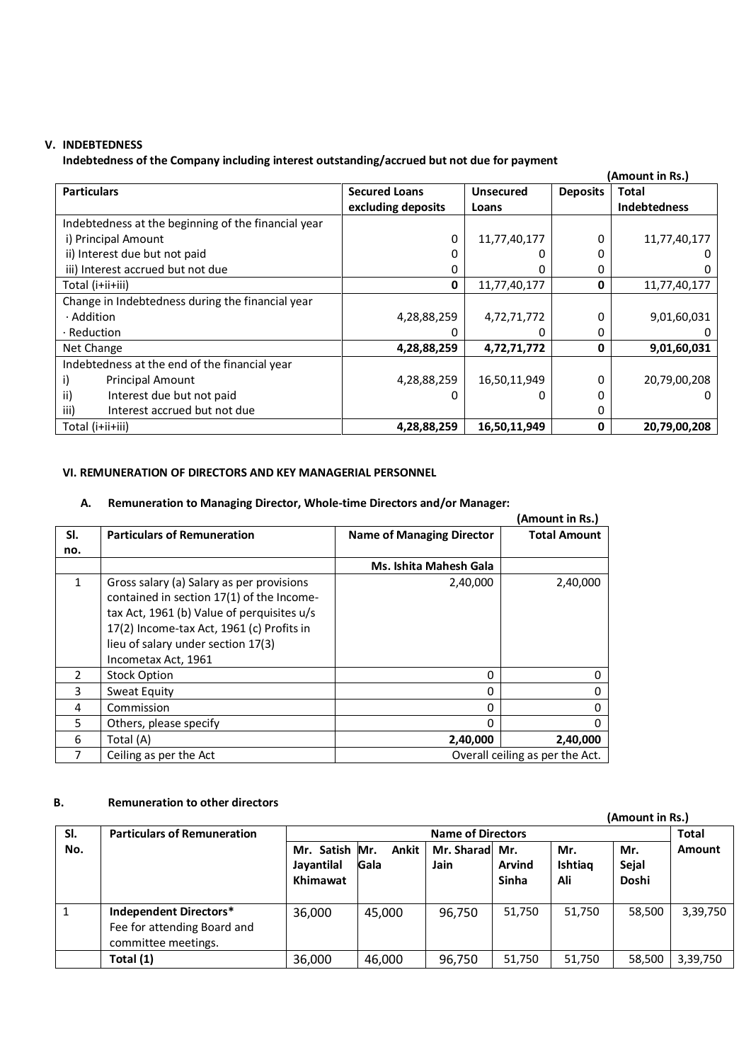## V. INDEBTEDNESS

**Indebtedness of the Company including interest outstanding/accrued but not due for payment**

**(Amount in Rs.)**

| Particulars | Secured Loans excluding deposits | Unsecured Loans | Deposits | Total Indebtedness |
|---|---|---|---|---|
| Indebtedness at the beginning of the financial year | | | | |
| i) Principal Amount | 0 | 11,77,40,177 | 0 | 11,77,40,177 |
| ii) Interest due but not paid | 0 | 0 | 0 | 0 |
| iii) Interest accrued but not due | 0 | 0 | 0 | 0 |
| Total (i+ii+iii) | **0** | 11,77,40,177 | **0** | 11,77,40,177 |
| Change in Indebtedness during the financial year | | | | |
| · Addition | 4,28,88,259 | 4,72,71,772 | 0 | 9,01,60,031 |
| · Reduction | 0 | 0 | 0 | 0 |
| Net Change | **4,28,88,259** | **4,72,71,772** | **0** | **9,01,60,031** |
| Indebtedness at the end of the financial year | | | | |
| i) Principal Amount | 4,28,88,259 | 16,50,11,949 | 0 | 20,79,00,208 |
| ii) Interest due but not paid | 0 | 0 | 0 | 0 |
| iii) Interest accrued but not due | | | 0 | |
| Total (i+ii+iii) | **4,28,88,259** | **16,50,11,949** | **0** | **20,79,00,208** |

## VI. REMUNERATION OF DIRECTORS AND KEY MANAGERIAL PERSONNEL

### A. Remuneration to Managing Director, Whole-time Directors and/or Manager:

**(Amount in Rs.)**

| Sl. no. | Particulars of Remuneration | Name of Managing Director | Total Amount |
|---|---|---|---|
| | | **Ms. Ishita Mahesh Gala** | |
| 1 | Gross salary (a) Salary as per provisions contained in section 17(1) of the Income-tax Act, 1961 (b) Value of perquisites u/s 17(2) Income-tax Act, 1961 (c) Profits in lieu of salary under section 17(3) Incometax Act, 1961 | 2,40,000 | 2,40,000 |
| 2 | Stock Option | 0 | 0 |
| 3 | Sweat Equity | 0 | 0 |
| 4 | Commission | 0 | 0 |
| 5 | Others, please specify | 0 | 0 |
| 6 | Total (A) | **2,40,000** | **2,40,000** |
| 7 | Ceiling as per the Act | Overall ceiling as per the Act. | |

### B. Remuneration to other directors

**(Amount in Rs.)**

| Sl. No. | Particulars of Remuneration | Name of Directors | | | | | | Total Amount |
|---|---|---|---|---|---|---|---|---|
| | | Mr. Satish Jayantilal Khimawat | Mr. Ankit Gala | Mr. Sharad Jain | Mr. Arvind Sinha | Mr. Ishtiaq Ali | Mr. Sejal Doshi | |
| 1 | **Independent Directors*** Fee for attending Board and committee meetings. | 36,000 | 45,000 | 96,750 | 51,750 | 51,750 | 58,500 | 3,39,750 |
| | **Total (1)** | 36,000 | 46,000 | 96,750 | 51,750 | 51,750 | 58,500 | 3,39,750 |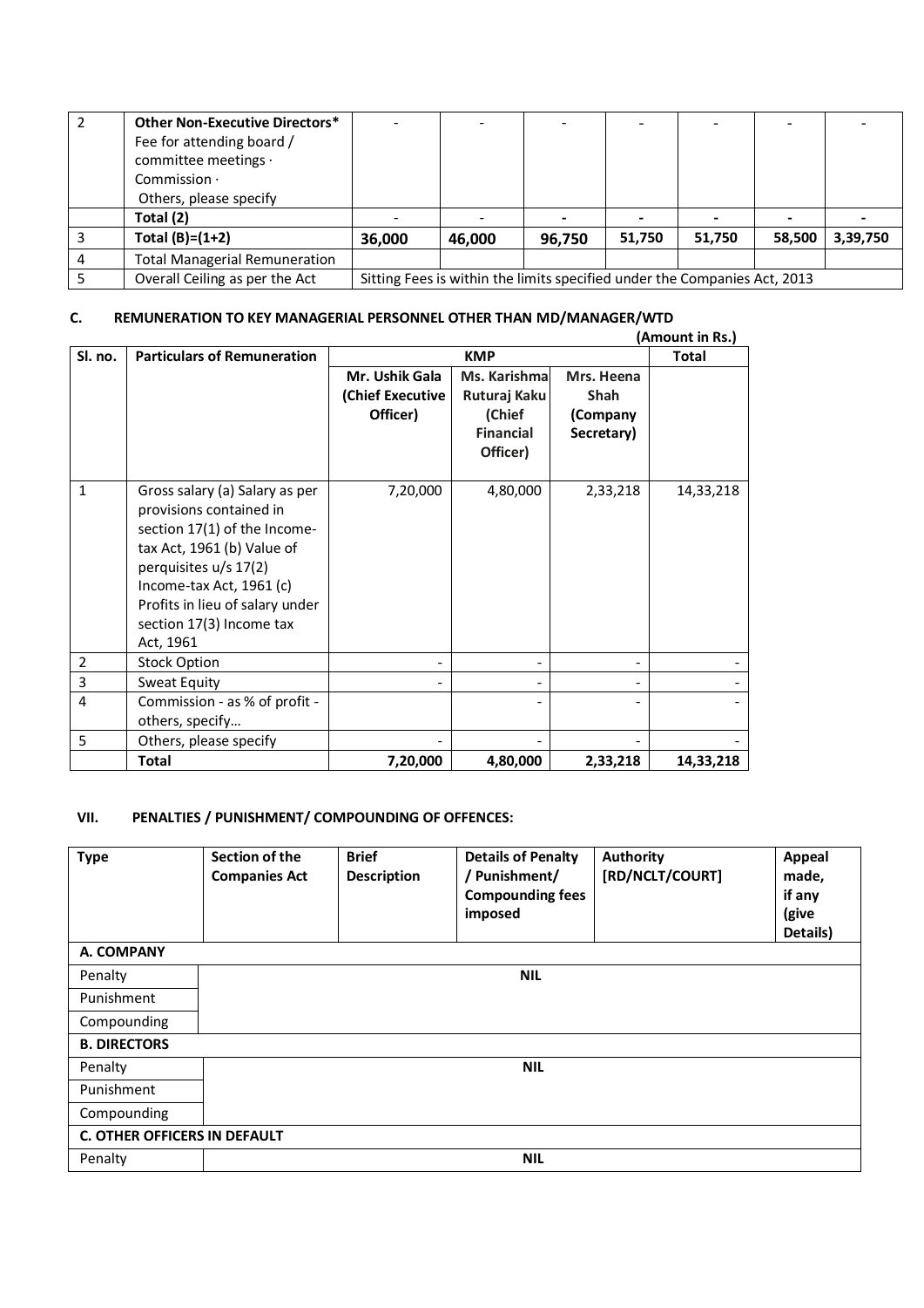| | | | | | | | | |
|---|---|---|---|---|---|---|---|---|
| 2 | **Other Non-Executive Directors*** Fee for attending board / committee meetings · Commission · Others, please specify | - | - | - | - | - | - | - |
| | **Total (2)** | - | - | - | - | - | - | - |
| 3 | **Total (B)=(1+2)** | **36,000** | **46,000** | **96,750** | **51,750** | **51,750** | **58,500** | **3,39,750** |
| 4 | Total Managerial Remuneration | | | | | | | |
| 5 | Overall Ceiling as per the Act | Sitting Fees is within the limits specified under the Companies Act, 2013 | | | | | | |

### C. REMUNERATION TO KEY MANAGERIAL PERSONNEL OTHER THAN MD/MANAGER/WTD

(Amount in Rs.)

| Sl. no. | Particulars of Remuneration | KMP | | | Total |
|---|---|---|---|---|---|
| | | Mr. Ushik Gala (Chief Executive Officer) | Ms. Karishma Ruturaj Kaku (Chief Financial Officer) | Mrs. Heena Shah (Company Secretary) | |
| 1 | Gross salary (a) Salary as per provisions contained in section 17(1) of the Income-tax Act, 1961 (b) Value of perquisites u/s 17(2) Income-tax Act, 1961 (c) Profits in lieu of salary under section 17(3) Income tax Act, 1961 | 7,20,000 | 4,80,000 | 2,33,218 | 14,33,218 |
| 2 | Stock Option | - | - | - | - |
| 3 | Sweat Equity | - | - | - | - |
| 4 | Commission - as % of profit - others, specify… | | - | - | - |
| 5 | Others, please specify | - | - | - | - |
| | **Total** | **7,20,000** | **4,80,000** | **2,33,218** | **14,33,218** |

## VII. PENALTIES / PUNISHMENT/ COMPOUNDING OF OFFENCES:

| Type | Section of the Companies Act | Brief Description | Details of Penalty / Punishment/ Compounding fees imposed | Authority [RD/NCLT/COURT] | Appeal made, if any (give Details) |
|---|---|---|---|---|---|
| **A. COMPANY** | | | | | |
| Penalty | NIL | | | | |
| Punishment | | | | | |
| Compounding | | | | | |
| **B. DIRECTORS** | | | | | |
| Penalty | NIL | | | | |
| Punishment | | | | | |
| Compounding | | | | | |
| **C. OTHER OFFICERS IN DEFAULT** | | | | | |
| Penalty | NIL | | | | |